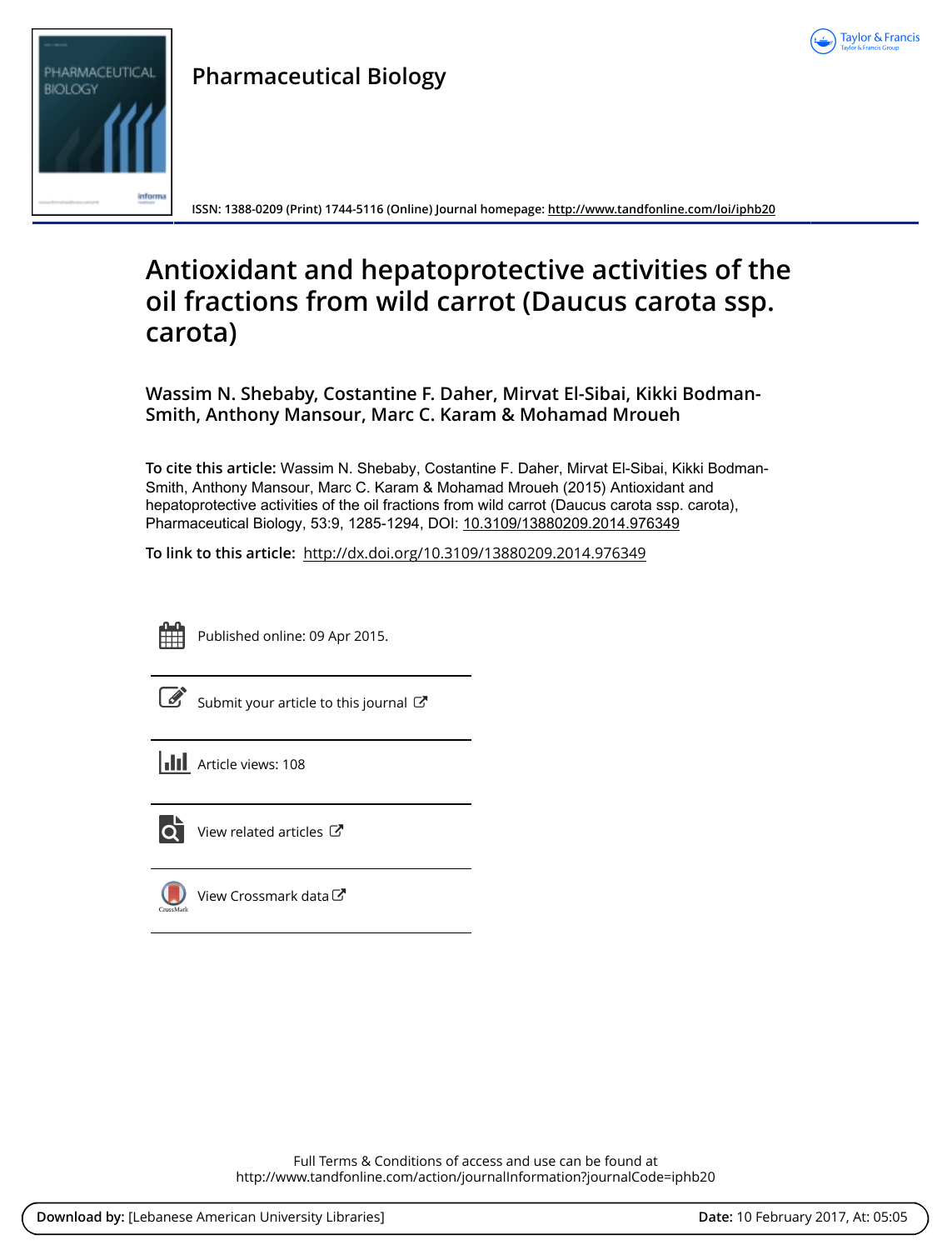Pharmaceutical Biology

ISSN: 1388-0209 (Print) 1744-5116 (Online) Journal homepage: http://www.tandfonline.com/loi/iphb20

# Antioxidant and hepatoprotective activities of the oil fractions from wild carrot (Daucus carota ssp. carota)

**Wassim N. Shebaby, Costantine F. Daher, Mirvat El-Sibai, Kikki Bodman-Smith, Anthony Mansour, Marc C. Karam & Mohamad Mroueh**

**To cite this article:** Wassim N. Shebaby, Costantine F. Daher, Mirvat El-Sibai, Kikki Bodman-Smith, Anthony Mansour, Marc C. Karam & Mohamad Mroueh (2015) Antioxidant and hepatoprotective activities of the oil fractions from wild carrot (Daucus carota ssp. carota), Pharmaceutical Biology, 53:9, 1285-1294, DOI: 10.3109/13880209.2014.976349

**To link to this article:** http://dx.doi.org/10.3109/13880209.2014.976349

Published online: 09 Apr 2015.

Submit your article to this journal

Article views: 108

View related articles

View Crossmark data

Full Terms & Conditions of access and use can be found at http://www.tandfonline.com/action/journalInformation?journalCode=iphb20

**Download by:** [Lebanese American University Libraries] **Date:** 10 February 2017, At: 05:05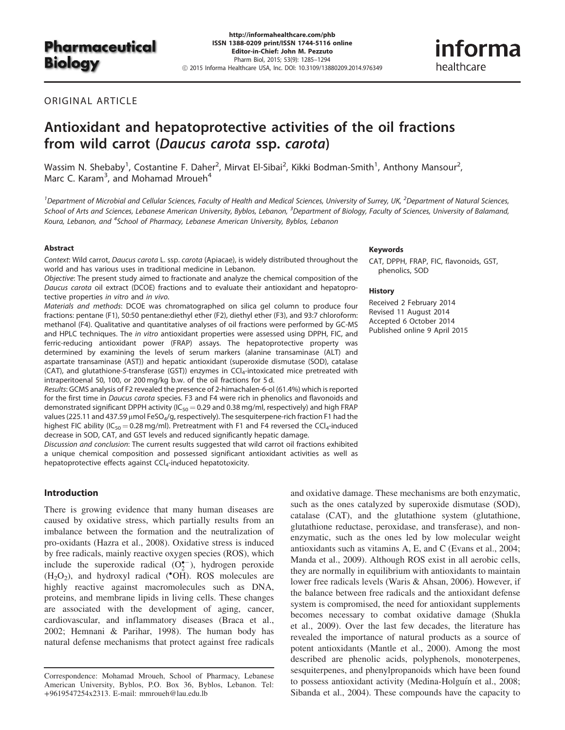ORIGINAL ARTICLE

# Antioxidant and hepatoprotective activities of the oil fractions from wild carrot (*Daucus carota* ssp. *carota*)

Wassim N. Shebaby[1], Costantine F. Daher[2], Mirvat El-Sibai[2], Kikki Bodman-Smith[1], Anthony Mansour[2], Marc C. Karam[3], and Mohamad Mroueh[4]

[1]Department of Microbial and Cellular Sciences, Faculty of Health and Medical Sciences, University of Surrey, UK, [2]Department of Natural Sciences, School of Arts and Sciences, Lebanese American University, Byblos, Lebanon, [3]Department of Biology, Faculty of Sciences, University of Balamand, Koura, Lebanon, and [4]School of Pharmacy, Lebanese American University, Byblos, Lebanon

## Abstract

*Context*: Wild carrot, *Daucus carota* L. ssp. *carota* (Apiacae), is widely distributed throughout the world and has various uses in traditional medicine in Lebanon.

*Objective*: The present study aimed to fractionate and analyze the chemical composition of the *Daucus carota* oil extract (DCOE) fractions and to evaluate their antioxidant and hepatoprotective properties *in vitro* and *in vivo*.

*Materials and methods*: DCOE was chromatographed on silica gel column to produce four fractions: pentane (F1), 50:50 pentane:diethyl ether (F2), diethyl ether (F3), and 93:7 chloroform: methanol (F4). Qualitative and quantitative analyses of oil fractions were performed by GC-MS and HPLC techniques. The *in vitro* antioxidant properties were assessed using DPPH, FIC, and ferric-reducing antioxidant power (FRAP) assays. The hepatoprotective property was determined by examining the levels of serum markers (alanine transaminase (ALT) and aspartate transaminase (AST)) and hepatic antioxidant (superoxide dismutase (SOD), catalase (CAT), and glutathione-*S*-transferase (GST)) enzymes in $CCl_4$-intoxicated mice pretreated with intraperitoneal 50, 100, or 200 mg/kg b.w. of the oil fractions for 5 d.

*Results*: GCMS analysis of F2 revealed the presence of 2-himachalen-6-ol (61.4%) which is reported for the first time in *Daucus carota* species. F3 and F4 were rich in phenolics and flavonoids and demonstrated significant DPPH activity ($IC_{50}$ = 0.29 and 0.38 mg/ml, respectively) and high FRAP values (225.11 and 437.59 μmol $FeSO_4$/g, respectively). The sesquiterpene-rich fraction F1 had the highest FIC ability ($IC_{50}$ = 0.28 mg/ml). Pretreatment with F1 and F4 reversed the $CCl_4$-induced decrease in SOD, CAT, and GST levels and reduced significantly hepatic damage.

*Discussion and conclusion*: The current results suggested that wild carrot oil fractions exhibited a unique chemical composition and possessed significant antioxidant activities as well as hepatoprotective effects against $CCl_4$-induced hepatotoxicity.

## Keywords

CAT, DPPH, FRAP, FIC, flavonoids, GST, phenolics, SOD

## History

Received 2 February 2014
Revised 11 August 2014
Accepted 6 October 2014
Published online 9 April 2015

## Introduction

There is growing evidence that many human diseases are caused by oxidative stress, which partially results from an imbalance between the formation and the neutralization of pro-oxidants (Hazra et al., 2008). Oxidative stress is induced by free radicals, mainly reactive oxygen species (ROS), which include the superoxide radical ($O_2^{\bullet-}$), hydrogen peroxide ($H_2O_2$), and hydroxyl radical ($^{\bullet}OH$). ROS molecules are highly reactive against macromolecules such as DNA, proteins, and membrane lipids in living cells. These changes are associated with the development of aging, cancer, cardiovascular, and inflammatory diseases (Braca et al., 2002; Hemnani & Parihar, 1998). The human body has natural defense mechanisms that protect against free radicals and oxidative damage. These mechanisms are both enzymatic, such as the ones catalyzed by superoxide dismutase (SOD), catalase (CAT), and the glutathione system (glutathione, glutathione reductase, peroxidase, and transferase), and non-enzymatic, such as the ones led by low molecular weight antioxidants such as vitamins A, E, and C (Evans et al., 2004; Manda et al., 2009). Although ROS exist in all aerobic cells, they are normally in equilibrium with antioxidants to maintain lower free radicals levels (Waris & Ahsan, 2006). However, if the balance between free radicals and the antioxidant defense system is compromised, the need for antioxidant supplements becomes necessary to combat oxidative damage (Shukla et al., 2009). Over the last few decades, the literature has revealed the importance of natural products as a source of potent antioxidants (Mantle et al., 2000). Among the most described are phenolic acids, polyphenols, monoterpenes, sesquiterpenes, and phenylpropanoids which have been found to possess antioxidant activity (Medina-Holguín et al., 2008; Sibanda et al., 2004). These compounds have the capacity to

Correspondence: Mohamad Mroueh, School of Pharmacy, Lebanese American University, Byblos, P.O. Box 36, Byblos, Lebanon. Tel: +9619547254x2313. E-mail: mmroueh@lau.edu.lb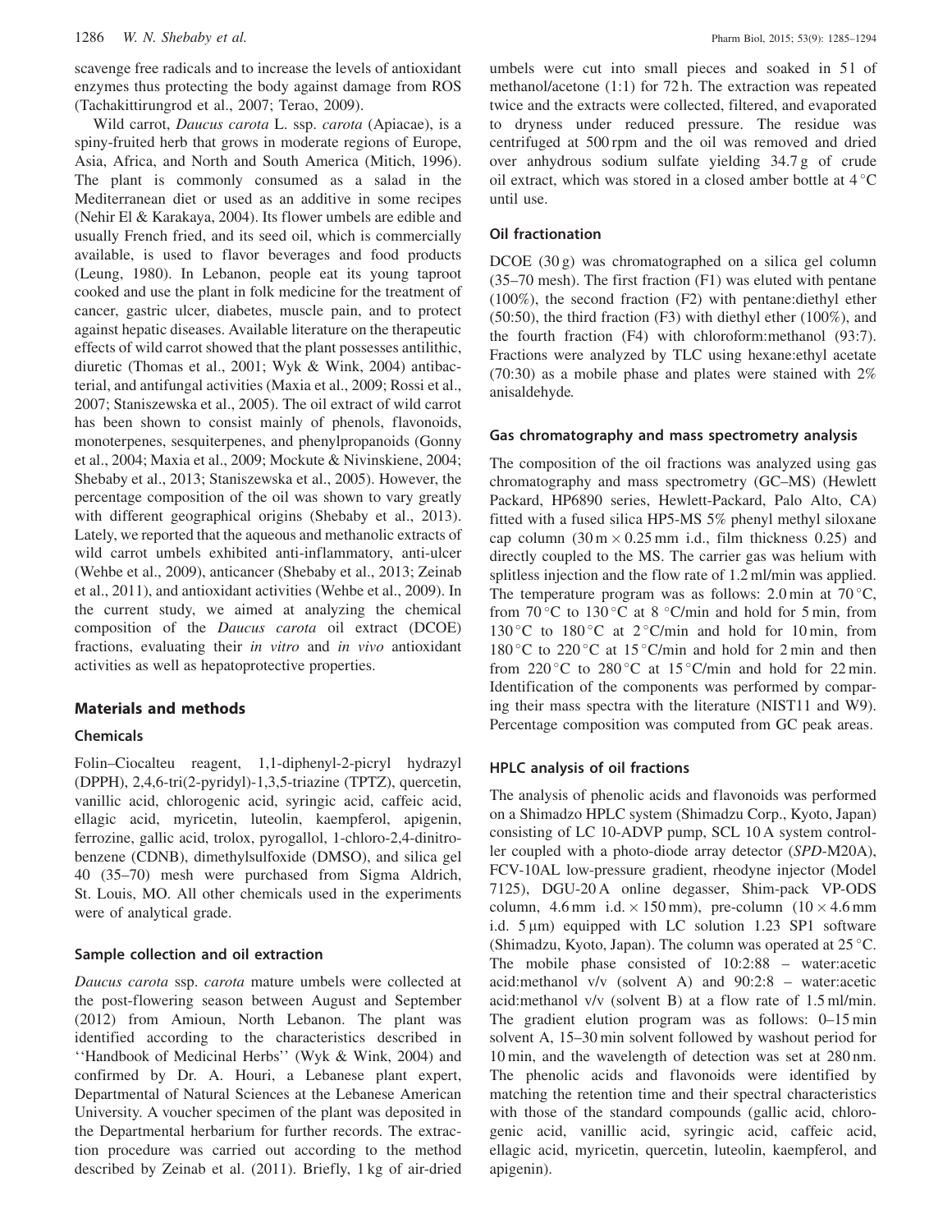scavenge free radicals and to increase the levels of antioxidant enzymes thus protecting the body against damage from ROS (Tachakittirungrod et al., 2007; Terao, 2009).

Wild carrot, *Daucus carota* L. ssp. *carota* (Apiacae), is a spiny-fruited herb that grows in moderate regions of Europe, Asia, Africa, and North and South America (Mitich, 1996). The plant is commonly consumed as a salad in the Mediterranean diet or used as an additive in some recipes (Nehir El & Karakaya, 2004). Its flower umbels are edible and usually French fried, and its seed oil, which is commercially available, is used to flavor beverages and food products (Leung, 1980). In Lebanon, people eat its young taproot cooked and use the plant in folk medicine for the treatment of cancer, gastric ulcer, diabetes, muscle pain, and to protect against hepatic diseases. Available literature on the therapeutic effects of wild carrot showed that the plant possesses antilithic, diuretic (Thomas et al., 2001; Wyk & Wink, 2004) antibacterial, and antifungal activities (Maxia et al., 2009; Rossi et al., 2007; Staniszewska et al., 2005). The oil extract of wild carrot has been shown to consist mainly of phenols, flavonoids, monoterpenes, sesquiterpenes, and phenylpropanoids (Gonny et al., 2004; Maxia et al., 2009; Mockute & Nivinskiene, 2004; Shebaby et al., 2013; Staniszewska et al., 2005). However, the percentage composition of the oil was shown to vary greatly with different geographical origins (Shebaby et al., 2013). Lately, we reported that the aqueous and methanolic extracts of wild carrot umbels exhibited anti-inflammatory, anti-ulcer (Wehbe et al., 2009), anticancer (Shebaby et al., 2013; Zeinab et al., 2011), and antioxidant activities (Wehbe et al., 2009). In the current study, we aimed at analyzing the chemical composition of the *Daucus carota* oil extract (DCOE) fractions, evaluating their *in vitro* and *in vivo* antioxidant activities as well as hepatoprotective properties.

## Materials and methods

### Chemicals

Folin–Ciocalteu reagent, 1,1-diphenyl-2-picryl hydrazyl (DPPH), 2,4,6-tri(2-pyridyl)-1,3,5-triazine (TPTZ), quercetin, vanillic acid, chlorogenic acid, syringic acid, caffeic acid, ellagic acid, myricetin, luteolin, kaempferol, apigenin, ferrozine, gallic acid, trolox, pyrogallol, 1-chloro-2,4-dinitrobenzene (CDNB), dimethylsulfoxide (DMSO), and silica gel 40 (35–70) mesh were purchased from Sigma Aldrich, St. Louis, MO. All other chemicals used in the experiments were of analytical grade.

### Sample collection and oil extraction

*Daucus carota* ssp. *carota* mature umbels were collected at the post-flowering season between August and September (2012) from Amioun, North Lebanon. The plant was identified according to the characteristics described in ''Handbook of Medicinal Herbs'' (Wyk & Wink, 2004) and confirmed by Dr. A. Houri, a Lebanese plant expert, Departmental of Natural Sciences at the Lebanese American University. A voucher specimen of the plant was deposited in the Departmental herbarium for further records. The extraction procedure was carried out according to the method described by Zeinab et al. (2011). Briefly, 1 kg of air-dried umbels were cut into small pieces and soaked in 5 l of methanol/acetone (1:1) for 72 h. The extraction was repeated twice and the extracts were collected, filtered, and evaporated to dryness under reduced pressure. The residue was centrifuged at 500 rpm and the oil was removed and dried over anhydrous sodium sulfate yielding 34.7 g of crude oil extract, which was stored in a closed amber bottle at 4 °C until use.

### Oil fractionation

DCOE (30 g) was chromatographed on a silica gel column (35–70 mesh). The first fraction (F1) was eluted with pentane (100%), the second fraction (F2) with pentane:diethyl ether (50:50), the third fraction (F3) with diethyl ether (100%), and the fourth fraction (F4) with chloroform:methanol (93:7). Fractions were analyzed by TLC using hexane:ethyl acetate (70:30) as a mobile phase and plates were stained with 2% anisaldehyde.

### Gas chromatography and mass spectrometry analysis

The composition of the oil fractions was analyzed using gas chromatography and mass spectrometry (GC–MS) (Hewlett Packard, HP6890 series, Hewlett-Packard, Palo Alto, CA) fitted with a fused silica HP5-MS 5% phenyl methyl siloxane cap column (30 m × 0.25 mm i.d., film thickness 0.25) and directly coupled to the MS. The carrier gas was helium with splitless injection and the flow rate of 1.2 ml/min was applied. The temperature program was as follows: 2.0 min at 70 °C, from 70 °C to 130 °C at 8 °C/min and hold for 5 min, from 130 °C to 180 °C at 2 °C/min and hold for 10 min, from 180 °C to 220 °C at 15 °C/min and hold for 2 min and then from 220 °C to 280 °C at 15 °C/min and hold for 22 min. Identification of the components was performed by comparing their mass spectra with the literature (NIST11 and W9). Percentage composition was computed from GC peak areas.

### HPLC analysis of oil fractions

The analysis of phenolic acids and flavonoids was performed on a Shimadzo HPLC system (Shimadzu Corp., Kyoto, Japan) consisting of LC 10-ADVP pump, SCL 10 A system controller coupled with a photo-diode array detector (*SPD*-M20A), FCV-10AL low-pressure gradient, rheodyne injector (Model 7125), DGU-20 A online degasser, Shim-pack VP-ODS column, 4.6 mm i.d. × 150 mm), pre-column (10 × 4.6 mm i.d. 5 μm) equipped with LC solution 1.23 SP1 software (Shimadzu, Kyoto, Japan). The column was operated at 25 °C. The mobile phase consisted of 10:2:88 – water:acetic acid:methanol v/v (solvent A) and 90:2:8 – water:acetic acid:methanol v/v (solvent B) at a flow rate of 1.5 ml/min. The gradient elution program was as follows: 0–15 min solvent A, 15–30 min solvent followed by washout period for 10 min, and the wavelength of detection was set at 280 nm. The phenolic acids and flavonoids were identified by matching the retention time and their spectral characteristics with those of the standard compounds (gallic acid, chlorogenic acid, vanillic acid, syringic acid, caffeic acid, ellagic acid, myricetin, quercetin, luteolin, kaempferol, and apigenin).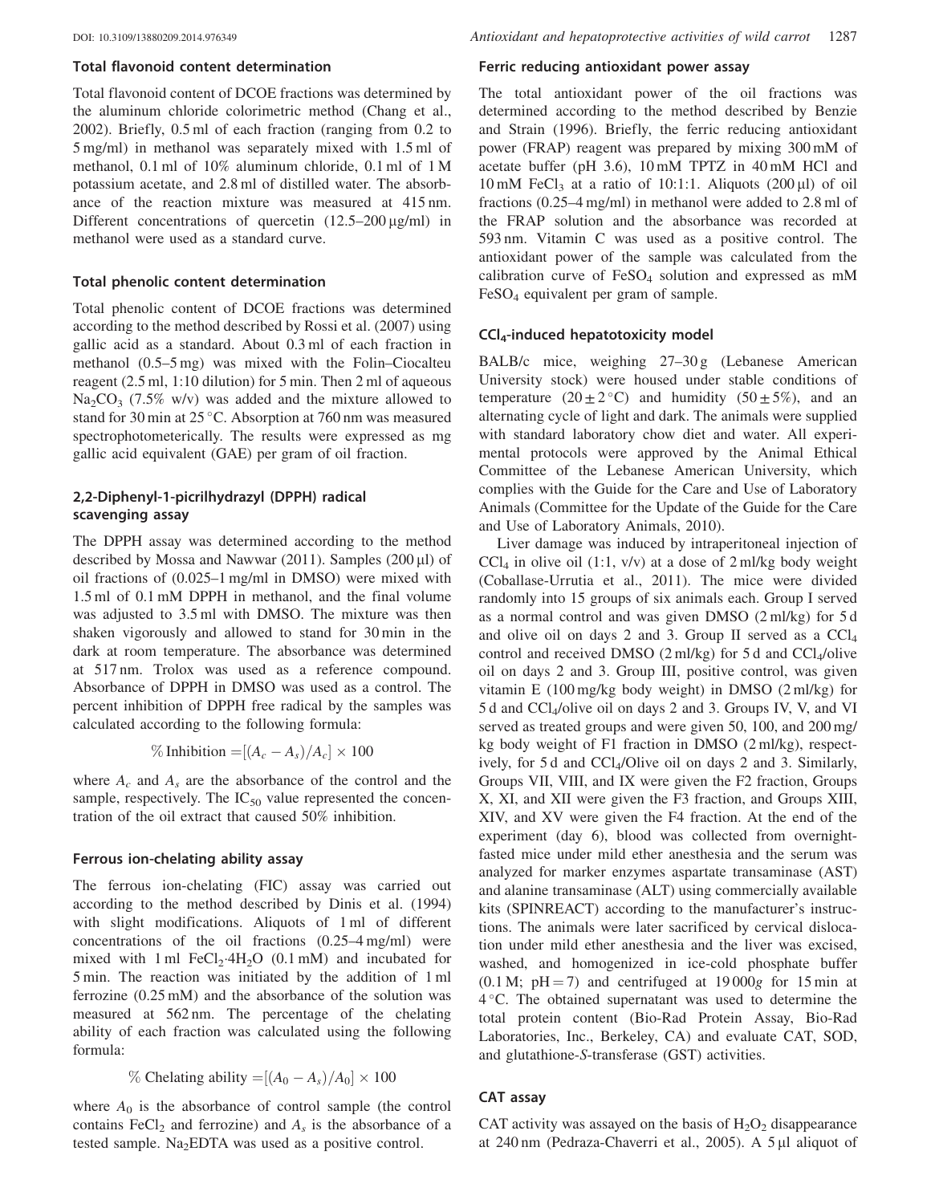### Total flavonoid content determination

Total flavonoid content of DCOE fractions was determined by the aluminum chloride colorimetric method (Chang et al., 2002). Briefly, 0.5 ml of each fraction (ranging from 0.2 to 5 mg/ml) in methanol was separately mixed with 1.5 ml of methanol, 0.1 ml of 10% aluminum chloride, 0.1 ml of 1 M potassium acetate, and 2.8 ml of distilled water. The absorbance of the reaction mixture was measured at 415 nm. Different concentrations of quercetin (12.5–200 μg/ml) in methanol were used as a standard curve.

### Total phenolic content determination

Total phenolic content of DCOE fractions was determined according to the method described by Rossi et al. (2007) using gallic acid as a standard. About 0.3 ml of each fraction in methanol (0.5–5 mg) was mixed with the Folin–Ciocalteu reagent (2.5 ml, 1:10 dilution) for 5 min. Then 2 ml of aqueous $Na_2CO_3$ (7.5% w/v) was added and the mixture allowed to stand for 30 min at 25 °C. Absorption at 760 nm was measured spectrophotometerically. The results were expressed as mg gallic acid equivalent (GAE) per gram of oil fraction.

### 2,2-Diphenyl-1-picrilhydrazyl (DPPH) radical scavenging assay

The DPPH assay was determined according to the method described by Mossa and Nawwar (2011). Samples (200 μl) of oil fractions of (0.025–1 mg/ml in DMSO) were mixed with 1.5 ml of 0.1 mM DPPH in methanol, and the final volume was adjusted to 3.5 ml with DMSO. The mixture was then shaken vigorously and allowed to stand for 30 min in the dark at room temperature. The absorbance was determined at 517 nm. Trolox was used as a reference compound. Absorbance of DPPH in DMSO was used as a control. The percent inhibition of DPPH free radical by the samples was calculated according to the following formula:

$$\% \text{ Inhibition} = [(A_c - A_s)/A_c] \times 100$$

where $A_c$ and $A_s$ are the absorbance of the control and the sample, respectively. The $IC_{50}$ value represented the concentration of the oil extract that caused 50% inhibition.

### Ferrous ion-chelating ability assay

The ferrous ion-chelating (FIC) assay was carried out according to the method described by Dinis et al. (1994) with slight modifications. Aliquots of 1 ml of different concentrations of the oil fractions (0.25–4 mg/ml) were mixed with 1 ml $FeCl_2{\cdot}4H_2O$ (0.1 mM) and incubated for 5 min. The reaction was initiated by the addition of 1 ml ferrozine (0.25 mM) and the absorbance of the solution was measured at 562 nm. The percentage of the chelating ability of each fraction was calculated using the following formula:

$$\% \text{ Chelating ability} = [(A_0 - A_s)/A_0] \times 100$$

where $A_0$ is the absorbance of control sample (the control contains $FeCl_2$ and ferrozine) and $A_s$ is the absorbance of a tested sample. $Na_2EDTA$ was used as a positive control.

### Ferric reducing antioxidant power assay

The total antioxidant power of the oil fractions was determined according to the method described by Benzie and Strain (1996). Briefly, the ferric reducing antioxidant power (FRAP) reagent was prepared by mixing 300 mM of acetate buffer (pH 3.6), 10 mM TPTZ in 40 mM HCl and 10 mM $FeCl_3$ at a ratio of 10:1:1. Aliquots (200 μl) of oil fractions (0.25–4 mg/ml) in methanol were added to 2.8 ml of the FRAP solution and the absorbance was recorded at 593 nm. Vitamin C was used as a positive control. The antioxidant power of the sample was calculated from the calibration curve of $FeSO_4$ solution and expressed as mM $FeSO_4$ equivalent per gram of sample.

### $CCl_4$-induced hepatotoxicity model

BALB/c mice, weighing 27–30 g (Lebanese American University stock) were housed under stable conditions of temperature (20 ± 2 °C) and humidity (50 ± 5%), and an alternating cycle of light and dark. The animals were supplied with standard laboratory chow diet and water. All experimental protocols were approved by the Animal Ethical Committee of the Lebanese American University, which complies with the Guide for the Care and Use of Laboratory Animals (Committee for the Update of the Guide for the Care and Use of Laboratory Animals, 2010).

Liver damage was induced by intraperitoneal injection of $CCl_4$ in olive oil (1:1, v/v) at a dose of 2 ml/kg body weight (Coballase-Urrutia et al., 2011). The mice were divided randomly into 15 groups of six animals each. Group I served as a normal control and was given DMSO (2 ml/kg) for 5 d and olive oil on days 2 and 3. Group II served as a $CCl_4$ control and received DMSO (2 ml/kg) for 5 d and $CCl_4$/olive oil on days 2 and 3. Group III, positive control, was given vitamin E (100 mg/kg body weight) in DMSO (2 ml/kg) for 5 d and $CCl_4$/olive oil on days 2 and 3. Groups IV, V, and VI served as treated groups and were given 50, 100, and 200 mg/kg body weight of F1 fraction in DMSO (2 ml/kg), respectively, for 5 d and $CCl_4$/Olive oil on days 2 and 3. Similarly, Groups VII, VIII, and IX were given the F2 fraction, Groups X, XI, and XII were given the F3 fraction, and Groups XIII, XIV, and XV were given the F4 fraction. At the end of the experiment (day 6), blood was collected from overnight-fasted mice under mild ether anesthesia and the serum was analyzed for marker enzymes aspartate transaminase (AST) and alanine transaminase (ALT) using commercially available kits (SPINREACT) according to the manufacturer's instructions. The animals were later sacrificed by cervical dislocation under mild ether anesthesia and the liver was excised, washed, and homogenized in ice-cold phosphate buffer (0.1 M; pH = 7) and centrifuged at 19 000*g* for 15 min at 4 °C. The obtained supernatant was used to determine the total protein content (Bio-Rad Protein Assay, Bio-Rad Laboratories, Inc., Berkeley, CA) and evaluate CAT, SOD, and glutathione-*S*-transferase (GST) activities.

### CAT assay

CAT activity was assayed on the basis of $H_2O_2$ disappearance at 240 nm (Pedraza-Chaverri et al., 2005). A 5 μl aliquot of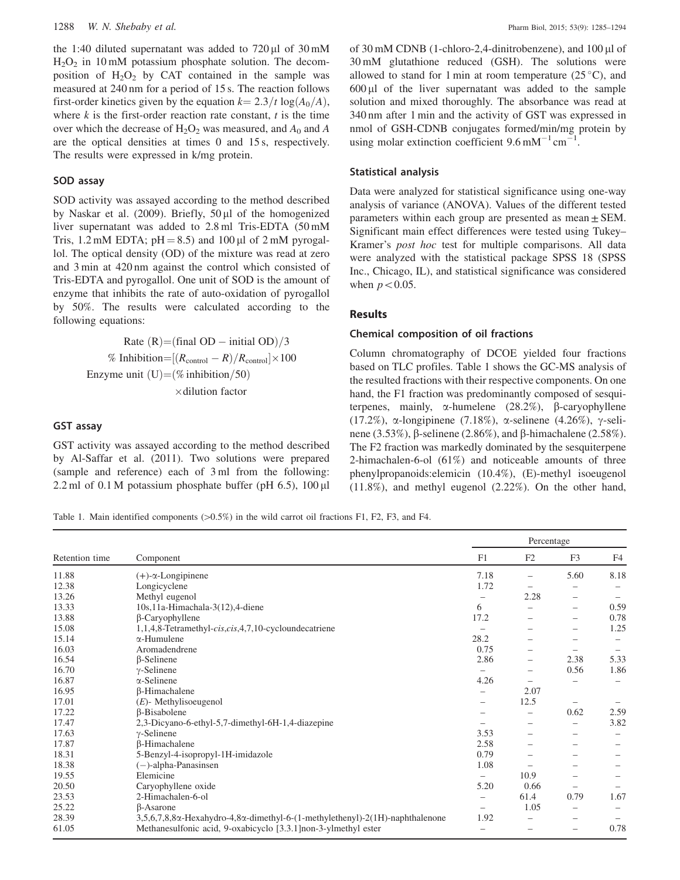the 1:40 diluted supernatant was added to 720 µl of 30 mM $H_2O_2$ in 10 mM potassium phosphate solution. The decomposition of $H_2O_2$ by CAT contained in the sample was measured at 240 nm for a period of 15 s. The reaction follows first-order kinetics given by the equation $k = 2.3/t \log(A_0/A)$, where $k$ is the first-order reaction rate constant, $t$ is the time over which the decrease of $H_2O_2$ was measured, and $A_0$ and $A$ are the optical densities at times 0 and 15 s, respectively. The results were expressed in k/mg protein.

### SOD assay

SOD activity was assayed according to the method described by Naskar et al. (2009). Briefly, 50 µl of the homogenized liver supernatant was added to 2.8 ml Tris-EDTA (50 mM Tris, 1.2 mM EDTA; pH = 8.5) and 100 µl of 2 mM pyrogallol. The optical density (OD) of the mixture was read at zero and 3 min at 420 nm against the control which consisted of Tris-EDTA and pyrogallol. One unit of SOD is the amount of enzyme that inhibits the rate of auto-oxidation of pyrogallol by 50%. The results were calculated according to the following equations:

$$\text{Rate (R)} = (\text{final OD} - \text{initial OD})/3$$

$$\%\ \text{Inhibition} = [(R_{\text{control}} - R)/R_{\text{control}}] \times 100$$

$$\text{Enzyme unit (U)} = (\%\ \text{inhibition}/50) \times \text{dilution factor}$$

### GST assay

GST activity was assayed according to the method described by Al-Saffar et al. (2011). Two solutions were prepared (sample and reference) each of 3 ml from the following: 2.2 ml of 0.1 M potassium phosphate buffer (pH 6.5), 100 µl of 30 mM CDNB (1-chloro-2,4-dinitrobenzene), and 100 µl of 30 mM glutathione reduced (GSH). The solutions were allowed to stand for 1 min at room temperature (25 °C), and 600 µl of the liver supernatant was added to the sample solution and mixed thoroughly. The absorbance was read at 340 nm after 1 min and the activity of GST was expressed in nmol of GSH-CDNB conjugates formed/min/mg protein by using molar extinction coefficient $9.6\ \text{mM}^{-1}\ \text{cm}^{-1}$.

### Statistical analysis

Data were analyzed for statistical significance using one-way analysis of variance (ANOVA). Values of the different tested parameters within each group are presented as mean ± SEM. Significant main effect differences were tested using Tukey–Kramer's *post hoc* test for multiple comparisons. All data were analyzed with the statistical package SPSS 18 (SPSS Inc., Chicago, IL), and statistical significance was considered when $p < 0.05$.

## Results

### Chemical composition of oil fractions

Column chromatography of DCOE yielded four fractions based on TLC profiles. Table 1 shows the GC-MS analysis of the resulted fractions with their respective components. On one hand, the F1 fraction was predominantly composed of sesquiterpenes, mainly, α-humelene (28.2%), β-caryophyllene (17.2%), α-longipinene (7.18%), α-selinene (4.26%), γ-selinene (3.53%), β-selinene (2.86%), and β-himachalene (2.58%). The F2 fraction was markedly dominated by the sesquiterpene 2-himachalen-6-ol (61%) and noticeable amounts of three phenylpropanoids:elemicin (10.4%), (E)-methyl isoeugenol (11.8%), and methyl eugenol (2.22%). On the other hand,

Table 1. Main identified components (>0.5%) in the wild carrot oil fractions F1, F2, F3, and F4.

| Retention time | Component | Percentage | | | |
|---|---|---|---|---|---|
| | | F1 | F2 | F3 | F4 |
| 11.88 | (+)-α-Longipinene | 7.18 | – | 5.60 | 8.18 |
| 12.38 | Longicyclene | 1.72 | – | – | – |
| 13.26 | Methyl eugenol | – | 2.28 | – | – |
| 13.33 | 10s,11a-Himachala-3(12),4-diene | 6 | – | – | 0.59 |
| 13.88 | β-Caryophyllene | 17.2 | – | – | 0.78 |
| 15.08 | 1,1,4,8-Tetramethyl-*cis,cis*,4,7,10-cycloundecatriene | – | – | – | 1.25 |
| 15.14 | α-Humulene | 28.2 | – | – | – |
| 16.03 | Aromadendrene | 0.75 | – | – | – |
| 16.54 | β-Selinene | 2.86 | – | 2.38 | 5.33 |
| 16.70 | γ-Selinene | – | – | 0.56 | 1.86 |
| 16.87 | α-Selinene | 4.26 | – | – | – |
| 16.95 | β-Himachalene | – | 2.07 | | |
| 17.01 | (*E*)- Methylisoeugenol | – | 12.5 | – | – |
| 17.22 | β-Bisabolene | – | – | 0.62 | 2.59 |
| 17.47 | 2,3-Dicyano-6-ethyl-5,7-dimethyl-6H-1,4-diazepine | – | – | – | 3.82 |
| 17.63 | γ-Selinene | 3.53 | – | – | – |
| 17.87 | β-Himachalene | 2.58 | – | – | – |
| 18.31 | 5-Benzyl-4-isopropyl-1H-imidazole | 0.79 | – | – | – |
| 18.38 | (−)-alpha-Panasinsen | 1.08 | – | – | – |
| 19.55 | Elemicine | – | 10.9 | – | – |
| 20.50 | Caryophyllene oxide | 5.20 | 0.66 | – | – |
| 23.53 | 2-Himachalen-6-ol | – | 61.4 | 0.79 | 1.67 |
| 25.22 | β-Asarone | – | 1.05 | – | – |
| 28.39 | 3,5,6,7,8,8α-Hexahydro-4,8α-dimethyl-6-(1-methylethenyl)-2(1H)-naphthalenone | 1.92 | – | – | – |
| 61.05 | Methanesulfonic acid, 9-oxabicyclo [3.3.1]non-3-ylmethyl ester | – | – | – | 0.78 |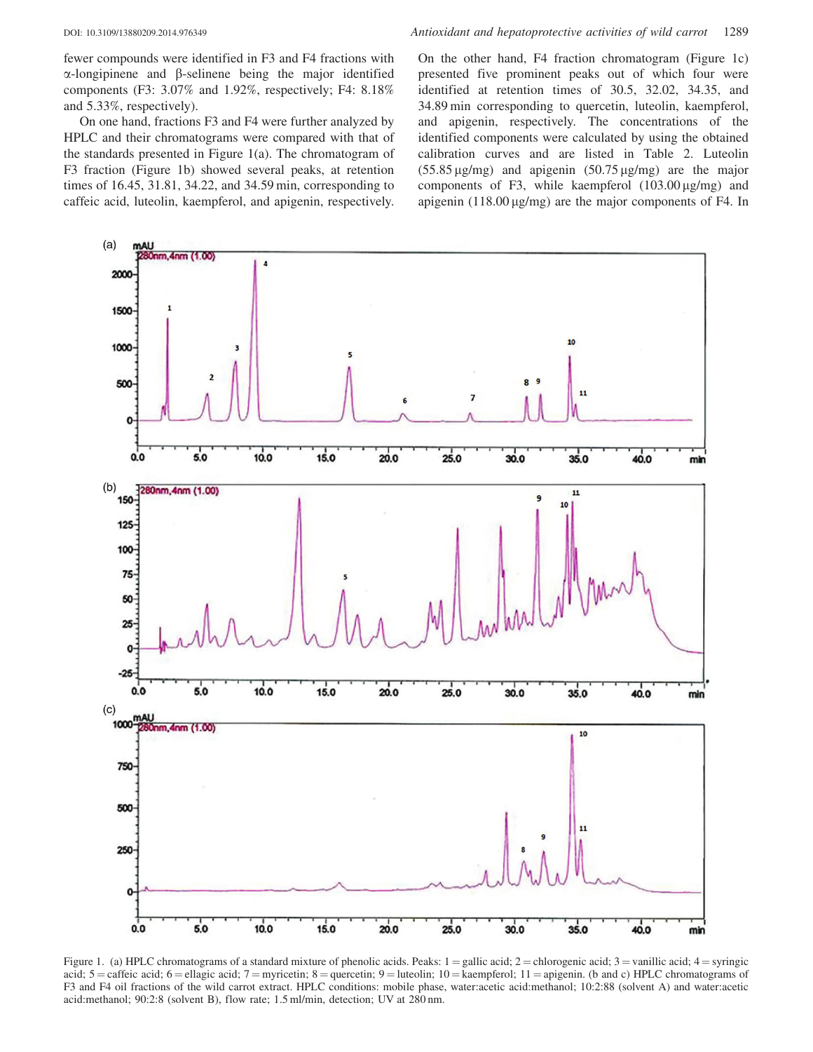fewer compounds were identified in F3 and F4 fractions with α-longipinene and β-selinene being the major identified components (F3: 3.07% and 1.92%, respectively; F4: 8.18% and 5.33%, respectively).

On one hand, fractions F3 and F4 were further analyzed by HPLC and their chromatograms were compared with that of the standards presented in Figure 1(a). The chromatogram of F3 fraction (Figure 1b) showed several peaks, at retention times of 16.45, 31.81, 34.22, and 34.59 min, corresponding to caffeic acid, luteolin, kaempferol, and apigenin, respectively. On the other hand, F4 fraction chromatogram (Figure 1c) presented five prominent peaks out of which four were identified at retention times of 30.5, 32.02, 34.35, and 34.89 min corresponding to quercetin, luteolin, kaempferol, and apigenin, respectively. The concentrations of the identified components were calculated by using the obtained calibration curves and are listed in Table 2. Luteolin (55.85 µg/mg) and apigenin (50.75 µg/mg) are the major components of F3, while kaempferol (103.00 µg/mg) and apigenin (118.00 µg/mg) are the major components of F4. In

Figure 1. (a) HPLC chromatograms of a standard mixture of phenolic acids. Peaks: 1 = gallic acid; 2 = chlorogenic acid; 3 = vanillic acid; 4 = syringic acid; 5 = caffeic acid; 6 = ellagic acid; 7 = myricetin; 8 = quercetin; 9 = luteolin; 10 = kaempferol; 11 = apigenin. (b and c) HPLC chromatograms of F3 and F4 oil fractions of the wild carrot extract. HPLC conditions: mobile phase, water:acetic acid:methanol; 10:2:88 (solvent A) and water:acetic acid:methanol; 90:2:8 (solvent B), flow rate; 1.5 ml/min, detection; UV at 280 nm.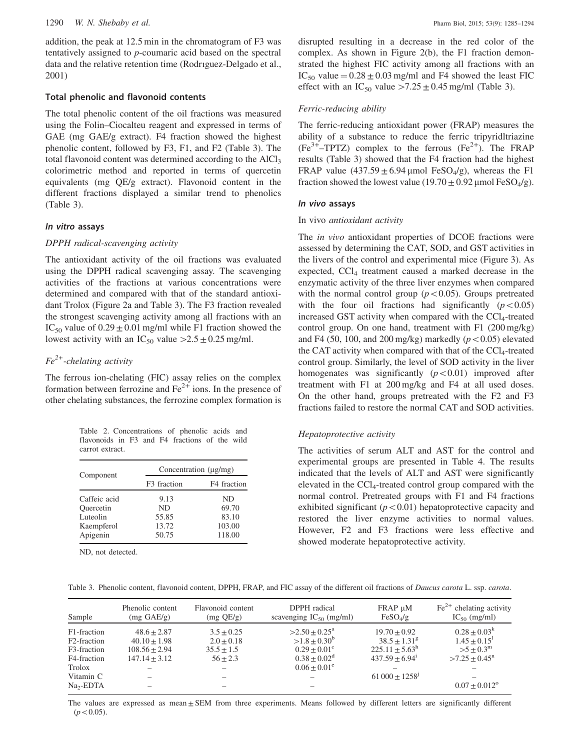addition, the peak at 12.5 min in the chromatogram of F3 was tentatively assigned to *p*-coumaric acid based on the spectral data and the relative retention time (Rodrıguez-Delgado et al., 2001)

### Total phenolic and flavonoid contents

The total phenolic content of the oil fractions was measured using the Folin–Ciocalteu reagent and expressed in terms of GAE (mg GAE/g extract). F4 fraction showed the highest phenolic content, followed by F3, F1, and F2 (Table 3). The total flavonoid content was determined according to the $AlCl_3$ colorimetric method and reported in terms of quercetin equivalents (mg QE/g extract). Flavonoid content in the different fractions displayed a similar trend to phenolics (Table 3).

### *In vitro* assays

#### *DPPH radical-scavenging activity*

The antioxidant activity of the oil fractions was evaluated using the DPPH radical scavenging assay. The scavenging activities of the fractions at various concentrations were determined and compared with that of the standard antioxidant Trolox (Figure 2a and Table 3). The F3 fraction revealed the strongest scavenging activity among all fractions with an $IC_{50}$ value of $0.29 \pm 0.01$ mg/ml while F1 fraction showed the lowest activity with an $IC_{50}$ value $>2.5 \pm 0.25$ mg/ml.

#### *$Fe^{2+}$-chelating activity*

The ferrous ion-chelating (FIC) assay relies on the complex formation between ferrozine and $Fe^{2+}$ ions. In the presence of other chelating substances, the ferrozine complex formation is disrupted resulting in a decrease in the red color of the complex. As shown in Figure 2(b), the F1 fraction demonstrated the highest FIC activity among all fractions with an $IC_{50}$ value $= 0.28 \pm 0.03$ mg/ml and F4 showed the least FIC effect with an $IC_{50}$ value $>7.25 \pm 0.45$ mg/ml (Table 3).

#### *Ferric-reducing ability*

The ferric-reducing antioxidant power (FRAP) measures the ability of a substance to reduce the ferric tripyridltriazine ($Fe^{3+}$–TPTZ) complex to the ferrous ($Fe^{2+}$). The FRAP results (Table 3) showed that the F4 fraction had the highest FRAP value ($437.59 \pm 6.94$ μmol $FeSO_4$/g), whereas the F1 fraction showed the lowest value ($19.70 \pm 0.92$ μmol $FeSO_4$/g).

### *In vivo* assays

#### In vivo *antioxidant activity*

The *in vivo* antioxidant properties of DCOE fractions were assessed by determining the CAT, SOD, and GST activities in the livers of the control and experimental mice (Figure 3). As expected, $CCl_4$ treatment caused a marked decrease in the enzymatic activity of the three liver enzymes when compared with the normal control group ($p < 0.05$). Groups pretreated with the four oil fractions had significantly ($p < 0.05$) increased GST activity when compared with the $CCl_4$-treated control group. On one hand, treatment with F1 (200 mg/kg) and F4 (50, 100, and 200 mg/kg) markedly ($p < 0.05$) elevated the CAT activity when compared with that of the $CCl_4$-treated control group. Similarly, the level of SOD activity in the liver homogenates was significantly ($p < 0.01$) improved after treatment with F1 at 200 mg/kg and F4 at all used doses. On the other hand, groups pretreated with the F2 and F3 fractions failed to restore the normal CAT and SOD activities.

#### *Hepatoprotective activity*

The activities of serum ALT and AST for the control and experimental groups are presented in Table 4. The results indicated that the levels of ALT and AST were significantly elevated in the $CCl_4$-treated control group compared with the normal control. Pretreated groups with F1 and F4 fractions exhibited significant ($p < 0.01$) hepatoprotective capacity and restored the liver enzyme activities to normal values. However, F2 and F3 fractions were less effective and showed moderate hepatoprotective activity.

Table 2. Concentrations of phenolic acids and flavonoids in F3 and F4 fractions of the wild carrot extract.

| Component | Concentration (μg/mg) | |
|---|---|---|
| | F3 fraction | F4 fraction |
| Caffeic acid | 9.13 | ND |
| Quercetin | ND | 69.70 |
| Luteolin | 55.85 | 83.10 |
| Kaempferol | 13.72 | 103.00 |
| Apigenin | 50.75 | 118.00 |

ND, not detected.

Table 3. Phenolic content, flavonoid content, DPPH, FRAP, and FIC assay of the different oil fractions of *Daucus carota* L. ssp. *carota*.

| Sample | Phenolic content (mg GAE/g) | Flavonoid content (mg QE/g) | DPPH radical scavenging $IC_{50}$ (mg/ml) | FRAP μM $FeSO_4$/g | $Fe^{2+}$ chelating activity $IC_{50}$ (mg/ml) |
|---|---|---|---|---|---|
| F1-fraction | $48.6 \pm 2.87$ | $3.5 \pm 0.25$ | $>2.50 \pm 0.25^{a}$ | $19.70 \pm 0.92$ | $0.28 \pm 0.03^{k}$ |
| F2-fraction | $40.10 \pm 1.98$ | $2.0 \pm 0.18$ | $>1.8 \pm 0.30^{b}$ | $38.5 \pm 1.31^{g}$ | $1.45 \pm 0.15^{l}$ |
| F3-fraction | $108.56 \pm 2.94$ | $35.5 \pm 1.5$ | $0.29 \pm 0.01^{c}$ | $225.11 \pm 5.63^{h}$ | $>5 \pm 0.3^{m}$ |
| F4-fraction | $147.14 \pm 3.12$ | $56 \pm 2.3$ | $0.38 \pm 0.02^{d}$ | $437.59 \pm 6.94^{i}$ | $>7.25 \pm 0.45^{n}$ |
| Trolox | – | – | $0.06 \pm 0.01^{e}$ | – | – |
| Vitamin C | – | – | – | $61\,000 \pm 1258^{j}$ | – |
| $Na_2$-EDTA | – | – | – | – | $0.07 \pm 0.012^{o}$ |

The values are expressed as mean ± SEM from three experiments. Means followed by different letters are significantly different ($p < 0.05$).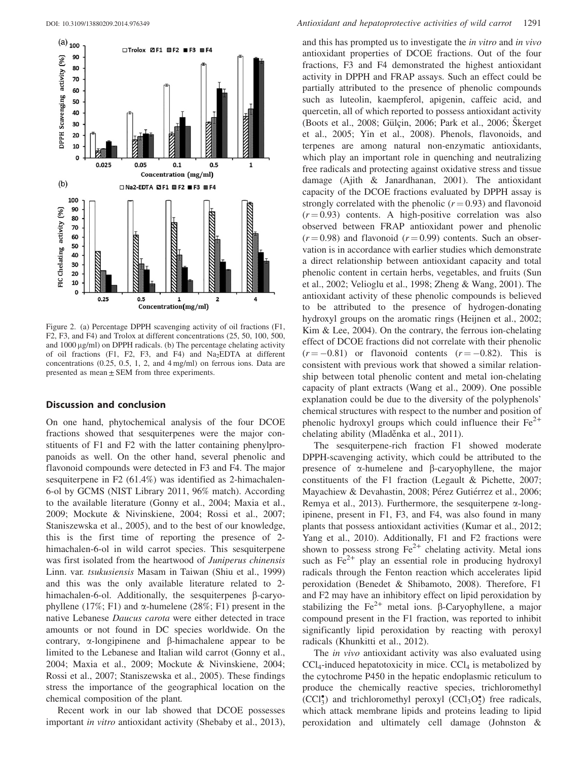Figure 2. (a) Percentage DPPH scavenging activity of oil fractions (F1, F2, F3, and F4) and Trolox at different concentrations (25, 50, 100, 500, and 1000 μg/ml) on DPPH radicals. (b) The percentage chelating activity of oil fractions (F1, F2, F3, and F4) and $Na_2EDTA$ at different concentrations (0.25, 0.5, 1, 2, and 4 mg/ml) on ferrous ions. Data are presented as mean ± SEM from three experiments.

## Discussion and conclusion

On one hand, phytochemical analysis of the four DCOE fractions showed that sesquiterpenes were the major constituents of F1 and F2 with the latter containing phenylpropanoids as well. On the other hand, several phenolic and flavonoid compounds were detected in F3 and F4. The major sesquiterpene in F2 (61.4%) was identified as 2-himachalen-6-ol by GCMS (NIST Library 2011, 96% match). According to the available literature (Gonny et al., 2004; Maxia et al., 2009; Mockute & Nivinskiene, 2004; Rossi et al., 2007; Staniszewska et al., 2005), and to the best of our knowledge, this is the first time of reporting the presence of 2-himachalen-6-ol in wild carrot species. This sesquiterpene was first isolated from the heartwood of *Juniperus chinensis* Linn. var. *tsukusiensis* Masam in Taiwan (Shiu et al., 1999) and this was the only available literature related to 2-himachalen-6-ol. Additionally, the sesquiterpenes β-caryophyllene (17%; F1) and α-humelene (28%; F1) present in the native Lebanese *Daucus carota* were either detected in trace amounts or not found in DC species worldwide. On the contrary, α-longipinene and β-himachalene appear to be limited to the Lebanese and Italian wild carrot (Gonny et al., 2004; Maxia et al., 2009; Mockute & Nivinskiene, 2004; Rossi et al., 2007; Staniszewska et al., 2005). These findings stress the importance of the geographical location on the chemical composition of the plant.

Recent work in our lab showed that DCOE possesses important *in vitro* antioxidant activity (Shebaby et al., 2013), and this has prompted us to investigate the *in vitro* and *in vivo* antioxidant properties of DCOE fractions. Out of the four fractions, F3 and F4 demonstrated the highest antioxidant activity in DPPH and FRAP assays. Such an effect could be partially attributed to the presence of phenolic compounds such as luteolin, kaempferol, apigenin, caffeic acid, and quercetin, all of which reported to possess antioxidant activity (Boots et al., 2008; Gülçin, 2006; Park et al., 2006; Škerget et al., 2005; Yin et al., 2008). Phenols, flavonoids, and terpenes are among natural non-enzymatic antioxidants, which play an important role in quenching and neutralizing free radicals and protecting against oxidative stress and tissue damage (Ajith & Janardhanan, 2001). The antioxidant capacity of the DCOE fractions evaluated by DPPH assay is strongly correlated with the phenolic ($r = 0.93$) and flavonoid ($r = 0.93$) contents. A high-positive correlation was also observed between FRAP antioxidant power and phenolic ($r = 0.98$) and flavonoid ($r = 0.99$) contents. Such an observation is in accordance with earlier studies which demonstrate a direct relationship between antioxidant capacity and total phenolic content in certain herbs, vegetables, and fruits (Sun et al., 2002; Velioglu et al., 1998; Zheng & Wang, 2001). The antioxidant activity of these phenolic compounds is believed to be attributed to the presence of hydrogen-donating hydroxyl groups on the aromatic rings (Heijnen et al., 2002; Kim & Lee, 2004). On the contrary, the ferrous ion-chelating effect of DCOE fractions did not correlate with their phenolic ($r = -0.81$) or flavonoid contents ($r = -0.82$). This is consistent with previous work that showed a similar relationship between total phenolic content and metal ion-chelating capacity of plant extracts (Wang et al., 2009). One possible explanation could be due to the diversity of the polyphenols' chemical structures with respect to the number and position of phenolic hydroxyl groups which could influence their $Fe^{2+}$ chelating ability (Mladěnka et al., 2011).

The sesquiterpene-rich fraction F1 showed moderate DPPH-scavenging activity, which could be attributed to the presence of α-humelene and β-caryophyllene, the major constituents of the F1 fraction (Legault & Pichette, 2007; Mayachiew & Devahastin, 2008; Pérez Gutiérrez et al., 2006; Remya et al., 2013). Furthermore, the sesquiterpene α-longipinene, present in F1, F3, and F4, was also found in many plants that possess antioxidant activities (Kumar et al., 2012; Yang et al., 2010). Additionally, F1 and F2 fractions were shown to possess strong $Fe^{2+}$ chelating activity. Metal ions such as $Fe^{2+}$ play an essential role in producing hydroxyl radicals through the Fenton reaction which accelerates lipid peroxidation (Benedet & Shibamoto, 2008). Therefore, F1 and F2 may have an inhibitory effect on lipid peroxidation by stabilizing the $Fe^{2+}$ metal ions. β-Caryophyllene, a major compound present in the F1 fraction, was reported to inhibit significantly lipid peroxidation by reacting with peroxyl radicals (Khunkitti et al., 2012).

The *in vivo* antioxidant activity was also evaluated using $CCl_4$-induced hepatotoxicity in mice. $CCl_4$ is metabolized by the cytochrome P450 in the hepatic endoplasmic reticulum to produce the chemically reactive species, trichloromethyl ($CCl_3^{\bullet}$) and trichloromethyl peroxyl ($CCl_3O_2^{\bullet}$) free radicals, which attack membrane lipids and proteins leading to lipid peroxidation and ultimately cell damage (Johnston &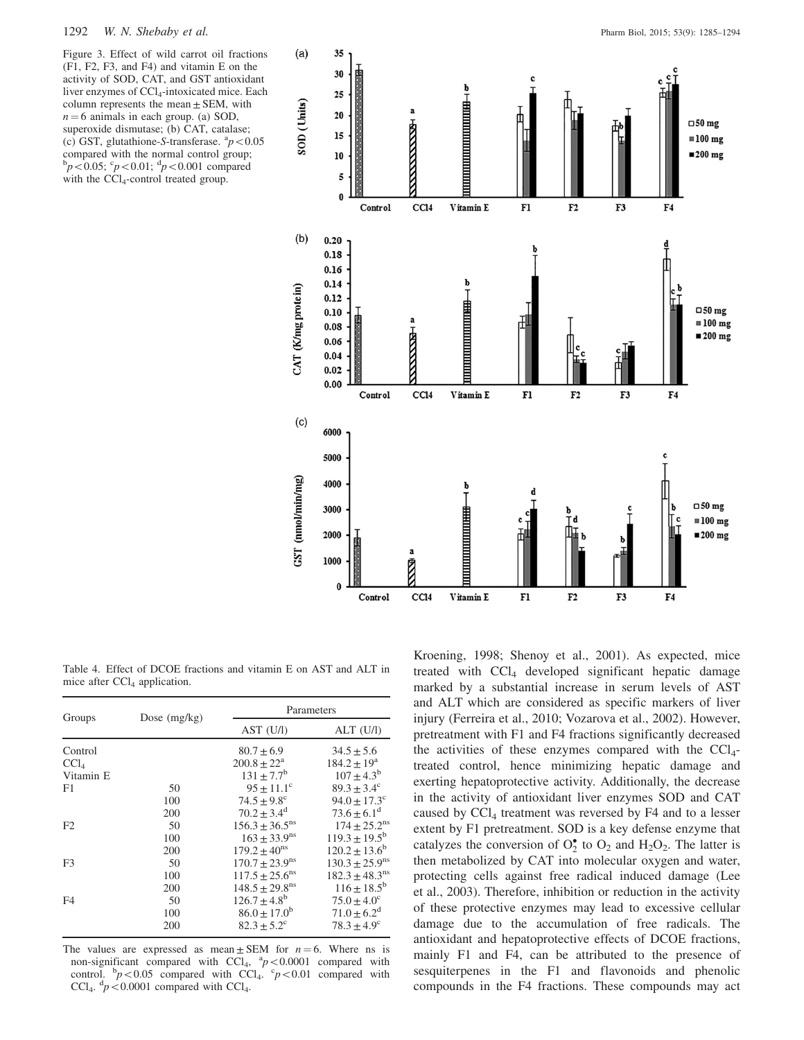Figure 3. Effect of wild carrot oil fractions (F1, F2, F3, and F4) and vitamin E on the activity of SOD, CAT, and GST antioxidant liver enzymes of $CCl_4$-intoxicated mice. Each column represents the mean ± SEM, with $n = 6$ animals in each group. (a) SOD, superoxide dismutase; (b) CAT, catalase; (c) GST, glutathione-S-transferase. [a]$p < 0.05$ compared with the normal control group; [b]$p < 0.05$; [c]$p < 0.01$; [d]$p < 0.001$ compared with the $CCl_4$-control treated group.

Table 4. Effect of DCOE fractions and vitamin E on AST and ALT in mice after $CCl_4$ application.

| Groups | Dose (mg/kg) | Parameters | |
|---|---|---|---|
| | | AST (U/l) | ALT (U/l) |
| Control | | 80.7 ± 6.9 | 34.5 ± 5.6 |
| $CCl_4$ | | 200.8 ± 22[a] | 184.2 ± 19[a] |
| Vitamin E | | 131 ± 7.7[b] | 107 ± 4.3[b] |
| F1 | 50 | 95 ± 11.1[c] | 89.3 ± 3.4[c] |
| | 100 | 74.5 ± 9.8[c] | 94.0 ± 17.3[c] |
| | 200 | 70.2 ± 3.4[d] | 73.6 ± 6.1[d] |
| F2 | 50 | 156.3 ± 36.5[ns] | 174 ± 25.2[ns] |
| | 100 | 163 ± 33.9[ns] | 119.3 ± 19.5[b] |
| | 200 | 179.2 ± 40[ns] | 120.2 ± 13.6[b] |
| F3 | 50 | 170.7 ± 23.9[ns] | 130.3 ± 25.9[ns] |
| | 100 | 117.5 ± 25.6[ns] | 182.3 ± 48.3[ns] |
| | 200 | 148.5 ± 29.8[ns] | 116 ± 18.5[b] |
| F4 | 50 | 126.7 ± 4.8[b] | 75.0 ± 4.0[c] |
| | 100 | 86.0 ± 17.0[b] | 71.0 ± 6.2[d] |
| | 200 | 82.3 ± 5.2[c] | 78.3 ± 4.9[c] |

The values are expressed as mean ± SEM for $n = 6$. Where ns is non-significant compared with $CCl_4$, [a]$p < 0.0001$ compared with control. [b]$p < 0.05$ compared with $CCl_4$. [c]$p < 0.01$ compared with $CCl_4$. [d]$p < 0.0001$ compared with $CCl_4$.

Kroening, 1998; Shenoy et al., 2001). As expected, mice treated with $CCl_4$ developed significant hepatic damage marked by a substantial increase in serum levels of AST and ALT which are considered as specific markers of liver injury (Ferreira et al., 2010; Vozarova et al., 2002). However, pretreatment with F1 and F4 fractions significantly decreased the activities of these enzymes compared with the $CCl_4$-treated control, hence minimizing hepatic damage and exerting hepatoprotective activity. Additionally, the decrease in the activity of antioxidant liver enzymes SOD and CAT caused by $CCl_4$ treatment was reversed by F4 and to a lesser extent by F1 pretreatment. SOD is a key defense enzyme that catalyzes the conversion of $O_2^{\bullet}$ to $O_2$ and $H_2O_2$. The latter is then metabolized by CAT into molecular oxygen and water, protecting cells against free radical induced damage (Lee et al., 2003). Therefore, inhibition or reduction in the activity of these protective enzymes may lead to excessive cellular damage due to the accumulation of free radicals. The antioxidant and hepatoprotective effects of DCOE fractions, mainly F1 and F4, can be attributed to the presence of sesquiterpenes in the F1 and flavonoids and phenolic compounds in the F4 fractions. These compounds may act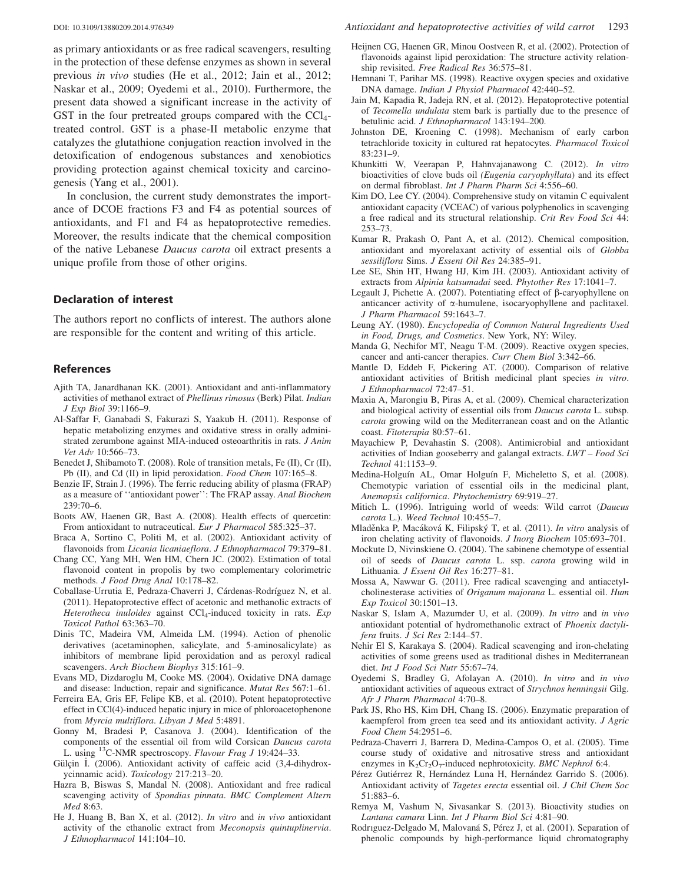as primary antioxidants or as free radical scavengers, resulting in the protection of these defense enzymes as shown in several previous *in vivo* studies (He et al., 2012; Jain et al., 2012; Naskar et al., 2009; Oyedemi et al., 2010). Furthermore, the present data showed a significant increase in the activity of GST in the four pretreated groups compared with the $CCl_4$-treated control. GST is a phase-II metabolic enzyme that catalyzes the glutathione conjugation reaction involved in the detoxification of endogenous substances and xenobiotics providing protection against chemical toxicity and carcinogenesis (Yang et al., 2001).

In conclusion, the current study demonstrates the importance of DCOE fractions F3 and F4 as potential sources of antioxidants, and F1 and F4 as hepatoprotective remedies. Moreover, the results indicate that the chemical composition of the native Lebanese *Daucus carota* oil extract presents a unique profile from those of other origins.

## Declaration of interest

The authors report no conflicts of interest. The authors alone are responsible for the content and writing of this article.

## References

Ajith TA, Janardhanan KK. (2001). Antioxidant and anti-inflammatory activities of methanol extract of *Phellinus rimosus* (Berk) Pilat. *Indian J Exp Biol* 39:1166–9.

Al-Saffar F, Ganabadi S, Fakurazi S, Yaakub H. (2011). Response of hepatic metabolizing enzymes and oxidative stress in orally administrated zerumbone against MIA-induced osteoarthritis in rats. *J Anim Vet Adv* 10:566–73.

Benedet J, Shibamoto T. (2008). Role of transition metals, Fe (II), Cr (II), Pb (II), and Cd (II) in lipid peroxidation. *Food Chem* 107:165–8.

Benzie IF, Strain J. (1996). The ferric reducing ability of plasma (FRAP) as a measure of ''antioxidant power'': The FRAP assay. *Anal Biochem* 239:70–6.

Boots AW, Haenen GR, Bast A. (2008). Health effects of quercetin: From antioxidant to nutraceutical. *Eur J Pharmacol* 585:325–37.

Braca A, Sortino C, Politi M, et al. (2002). Antioxidant activity of flavonoids from *Licania licaniaeflora*. *J Ethnopharmacol* 79:379–81.

Chang CC, Yang MH, Wen HM, Chern JC. (2002). Estimation of total flavonoid content in propolis by two complementary colorimetric methods. *J Food Drug Anal* 10:178–82.

Coballase-Urrutia E, Pedraza-Chaverri J, Cárdenas-Rodríguez N, et al. (2011). Hepatoprotective effect of acetonic and methanolic extracts of *Heterotheca inuloides* against $CCl_4$-induced toxicity in rats. *Exp Toxicol Pathol* 63:363–70.

Dinis TC, Madeira VM, Almeida LM. (1994). Action of phenolic derivatives (acetaminophen, salicylate, and 5-aminosalicylate) as inhibitors of membrane lipid peroxidation and as peroxyl radical scavengers. *Arch Biochem Biophys* 315:161–9.

Evans MD, Dizdaroglu M, Cooke MS. (2004). Oxidative DNA damage and disease: Induction, repair and significance. *Mutat Res* 567:1–61.

Ferreira EA, Gris EF, Felipe KB, et al. (2010). Potent hepatoprotective effect in CCl(4)-induced hepatic injury in mice of phloroacetophenone from *Myrcia multiflora*. *Libyan J Med* 5:4891.

Gonny M, Bradesi P, Casanova J. (2004). Identification of the components of the essential oil from wild Corsican *Daucus carota* L. using $^{13}$C-NMR spectroscopy. *Flavour Frag J* 19:424–33.

Gülçin İ. (2006). Antioxidant activity of caffeic acid (3,4-dihydroxycinnamic acid). *Toxicology* 217:213–20.

Hazra B, Biswas S, Mandal N. (2008). Antioxidant and free radical scavenging activity of *Spondias pinnata*. *BMC Complement Altern Med* 8:63.

He J, Huang B, Ban X, et al. (2012). *In vitro* and *in vivo* antioxidant activity of the ethanolic extract from *Meconopsis quintuplinervia*. *J Ethnopharmacol* 141:104–10.

Heijnen CG, Haenen GR, Minou Oostveen R, et al. (2002). Protection of flavonoids against lipid peroxidation: The structure activity relationship revisited. *Free Radical Res* 36:575–81.

Hemnani T, Parihar MS. (1998). Reactive oxygen species and oxidative DNA damage. *Indian J Physiol Pharmacol* 42:440–52.

Jain M, Kapadia R, Jadeja RN, et al. (2012). Hepatoprotective potential of *Tecomella undulata* stem bark is partially due to the presence of betulinic acid. *J Ethnopharmacol* 143:194–200.

Johnston DE, Kroening C. (1998). Mechanism of early carbon tetrachloride toxicity in cultured rat hepatocytes. *Pharmacol Toxicol* 83:231–9.

Khunkitti W, Veerapan P, Hahnvajanawong C. (2012). *In vitro* bioactivities of clove buds oil *(Eugenia caryophyllata)* and its effect on dermal fibroblast. *Int J Pharm Pharm Sci* 4:556–60.

Kim DO, Lee CY. (2004). Comprehensive study on vitamin C equivalent antioxidant capacity (VCEAC) of various polyphenolics in scavenging a free radical and its structural relationship. *Crit Rev Food Sci* 44: 253–73.

Kumar R, Prakash O, Pant A, et al. (2012). Chemical composition, antioxidant and myorelaxant activity of essential oils of *Globba sessiliflora* Sims. *J Essent Oil Res* 24:385–91.

Lee SE, Shin HT, Hwang HJ, Kim JH. (2003). Antioxidant activity of extracts from *Alpinia katsumadai* seed. *Phytother Res* 17:1041–7.

Legault J, Pichette A. (2007). Potentiating effect of β-caryophyllene on anticancer activity of α-humulene, isocaryophyllene and paclitaxel. *J Pharm Pharmacol* 59:1643–7.

Leung AY. (1980). *Encyclopedia of Common Natural Ingredients Used in Food, Drugs, and Cosmetics*. New York, NY: Wiley.

Manda G, Nechifor MT, Neagu T-M. (2009). Reactive oxygen species, cancer and anti-cancer therapies. *Curr Chem Biol* 3:342–66.

Mantle D, Eddeb F, Pickering AT. (2000). Comparison of relative antioxidant activities of British medicinal plant species *in vitro*. *J Ethnopharmacol* 72:47–51.

Maxia A, Marongiu B, Piras A, et al. (2009). Chemical characterization and biological activity of essential oils from *Daucus carota* L. subsp. *carota* growing wild on the Mediterranean coast and on the Atlantic coast. *Fitoterapia* 80:57–61.

Mayachiew P, Devahastin S. (2008). Antimicrobial and antioxidant activities of Indian gooseberry and galangal extracts. *LWT – Food Sci Technol* 41:1153–9.

Medina-Holguín AL, Omar Holguín F, Micheletto S, et al. (2008). Chemotypic variation of essential oils in the medicinal plant, *Anemopsis californica*. *Phytochemistry* 69:919–27.

Mitich L. (1996). Intriguing world of weeds: Wild carrot (*Daucus carota* L.). *Weed Technol* 10:455–7.

Mladěnka P, Macáková K, Filipský T, et al. (2011). *In vitro* analysis of iron chelating activity of flavonoids. *J Inorg Biochem* 105:693–701.

Mockute D, Nivinskiene O. (2004). The sabinene chemotype of essential oil of seeds of *Daucus carota* L. ssp. *carota* growing wild in Lithuania. *J Essent Oil Res* 16:277–81.

Mossa A, Nawwar G. (2011). Free radical scavenging and antiacetylcholinesterase activities of *Origanum majorana* L. essential oil. *Hum Exp Toxicol* 30:1501–13.

Naskar S, Islam A, Mazumder U, et al. (2009). *In vitro* and *in vivo* antioxidant potential of hydromethanolic extract of *Phoenix dactylifera* fruits. *J Sci Res* 2:144–57.

Nehir El S, Karakaya S. (2004). Radical scavenging and iron-chelating activities of some greens used as traditional dishes in Mediterranean diet. *Int J Food Sci Nutr* 55:67–74.

Oyedemi S, Bradley G, Afolayan A. (2010). *In vitro* and *in vivo* antioxidant activities of aqueous extract of *Strychnos henningsii* Gilg. *Afr J Pharm Pharmacol* 4:70–8.

Park JS, Rho HS, Kim DH, Chang IS. (2006). Enzymatic preparation of kaempferol from green tea seed and its antioxidant activity. *J Agric Food Chem* 54:2951–6.

Pedraza-Chaverri J, Barrera D, Medina-Campos O, et al. (2005). Time course study of oxidative and nitrosative stress and antioxidant enzymes in $K_2Cr_2O_7$-induced nephrotoxicity. *BMC Nephrol* 6:4.

Pérez Gutiérrez R, Hernández Luna H, Hernández Garrido S. (2006). Antioxidant activity of *Tagetes erecta* essential oil. *J Chil Chem Soc* 51:883–6.

Remya M, Vashum N, Sivasankar S. (2013). Bioactivity studies on *Lantana camara* Linn. *Int J Pharm Biol Sci* 4:81–90.

Rodrıguez-Delgado M, Malovaná S, Pérez J, et al. (2001). Separation of phenolic compounds by high-performance liquid chromatography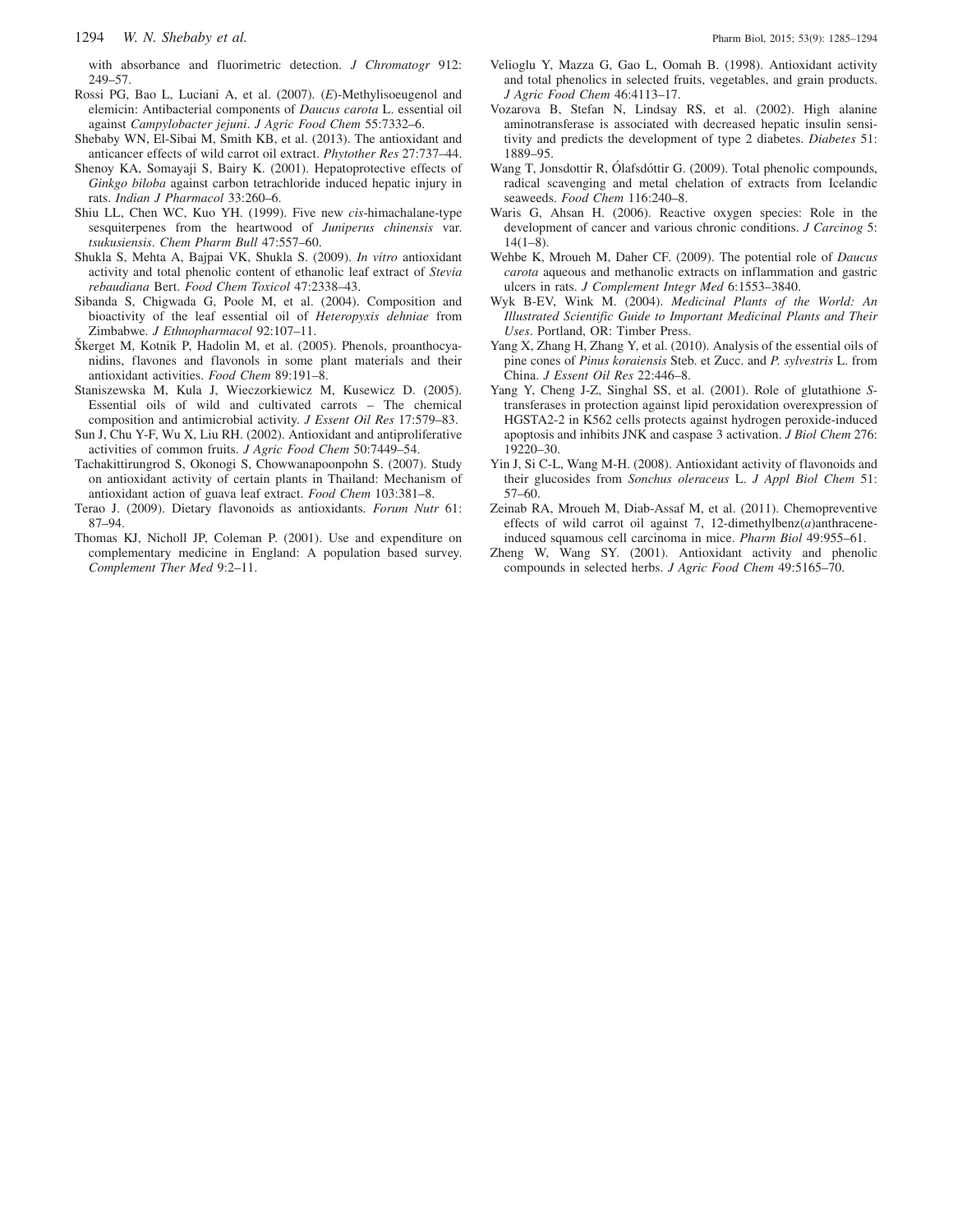with absorbance and fluorimetric detection. *J Chromatogr* 912: 249–57.

Rossi PG, Bao L, Luciani A, et al. (2007). (*E*)-Methylisoeugenol and elemicin: Antibacterial components of *Daucus carota* L. essential oil against *Campylobacter jejuni*. *J Agric Food Chem* 55:7332–6.

Shebaby WN, El-Sibai M, Smith KB, et al. (2013). The antioxidant and anticancer effects of wild carrot oil extract. *Phytother Res* 27:737–44.

Shenoy KA, Somayaji S, Bairy K. (2001). Hepatoprotective effects of *Ginkgo biloba* against carbon tetrachloride induced hepatic injury in rats. *Indian J Pharmacol* 33:260–6.

Shiu LL, Chen WC, Kuo YH. (1999). Five new *cis*-himachalane-type sesquiterpenes from the heartwood of *Juniperus chinensis* var. *tsukusiensis*. *Chem Pharm Bull* 47:557–60.

Shukla S, Mehta A, Bajpai VK, Shukla S. (2009). *In vitro* antioxidant activity and total phenolic content of ethanolic leaf extract of *Stevia rebaudiana* Bert. *Food Chem Toxicol* 47:2338–43.

Sibanda S, Chigwada G, Poole M, et al. (2004). Composition and bioactivity of the leaf essential oil of *Heteropyxis dehniae* from Zimbabwe. *J Ethnopharmacol* 92:107–11.

Škerget M, Kotnik P, Hadolin M, et al. (2005). Phenols, proanthocyanidins, flavones and flavonols in some plant materials and their antioxidant activities. *Food Chem* 89:191–8.

Staniszewska M, Kula J, Wieczorkiewicz M, Kusewicz D. (2005). Essential oils of wild and cultivated carrots – The chemical composition and antimicrobial activity. *J Essent Oil Res* 17:579–83.

Sun J, Chu Y-F, Wu X, Liu RH. (2002). Antioxidant and antiproliferative activities of common fruits. *J Agric Food Chem* 50:7449–54.

Tachakittirungrod S, Okonogi S, Chowwanapoonpohn S. (2007). Study on antioxidant activity of certain plants in Thailand: Mechanism of antioxidant action of guava leaf extract. *Food Chem* 103:381–8.

Terao J. (2009). Dietary flavonoids as antioxidants. *Forum Nutr* 61: 87–94.

Thomas KJ, Nicholl JP, Coleman P. (2001). Use and expenditure on complementary medicine in England: A population based survey. *Complement Ther Med* 9:2–11.

Velioglu Y, Mazza G, Gao L, Oomah B. (1998). Antioxidant activity and total phenolics in selected fruits, vegetables, and grain products. *J Agric Food Chem* 46:4113–17.

Vozarova B, Stefan N, Lindsay RS, et al. (2002). High alanine aminotransferase is associated with decreased hepatic insulin sensitivity and predicts the development of type 2 diabetes. *Diabetes* 51: 1889–95.

Wang T, Jonsdottir R, Ólafsdóttir G. (2009). Total phenolic compounds, radical scavenging and metal chelation of extracts from Icelandic seaweeds. *Food Chem* 116:240–8.

Waris G, Ahsan H. (2006). Reactive oxygen species: Role in the development of cancer and various chronic conditions. *J Carcinog* 5: 14(1–8).

Wehbe K, Mroueh M, Daher CF. (2009). The potential role of *Daucus carota* aqueous and methanolic extracts on inflammation and gastric ulcers in rats. *J Complement Integr Med* 6:1553–3840.

Wyk B-EV, Wink M. (2004). *Medicinal Plants of the World: An Illustrated Scientific Guide to Important Medicinal Plants and Their Uses*. Portland, OR: Timber Press.

Yang X, Zhang H, Zhang Y, et al. (2010). Analysis of the essential oils of pine cones of *Pinus koraiensis* Steb. et Zucc. and *P. sylvestris* L. from China. *J Essent Oil Res* 22:446–8.

Yang Y, Cheng J-Z, Singhal SS, et al. (2001). Role of glutathione *S*-transferases in protection against lipid peroxidation overexpression of HGSTA2-2 in K562 cells protects against hydrogen peroxide-induced apoptosis and inhibits JNK and caspase 3 activation. *J Biol Chem* 276: 19220–30.

Yin J, Si C-L, Wang M-H. (2008). Antioxidant activity of flavonoids and their glucosides from *Sonchus oleraceus* L. *J Appl Biol Chem* 51: 57–60.

Zeinab RA, Mroueh M, Diab-Assaf M, et al. (2011). Chemopreventive effects of wild carrot oil against 7, 12-dimethylbenz(*a*)anthracene-induced squamous cell carcinoma in mice. *Pharm Biol* 49:955–61.

Zheng W, Wang SY. (2001). Antioxidant activity and phenolic compounds in selected herbs. *J Agric Food Chem* 49:5165–70.